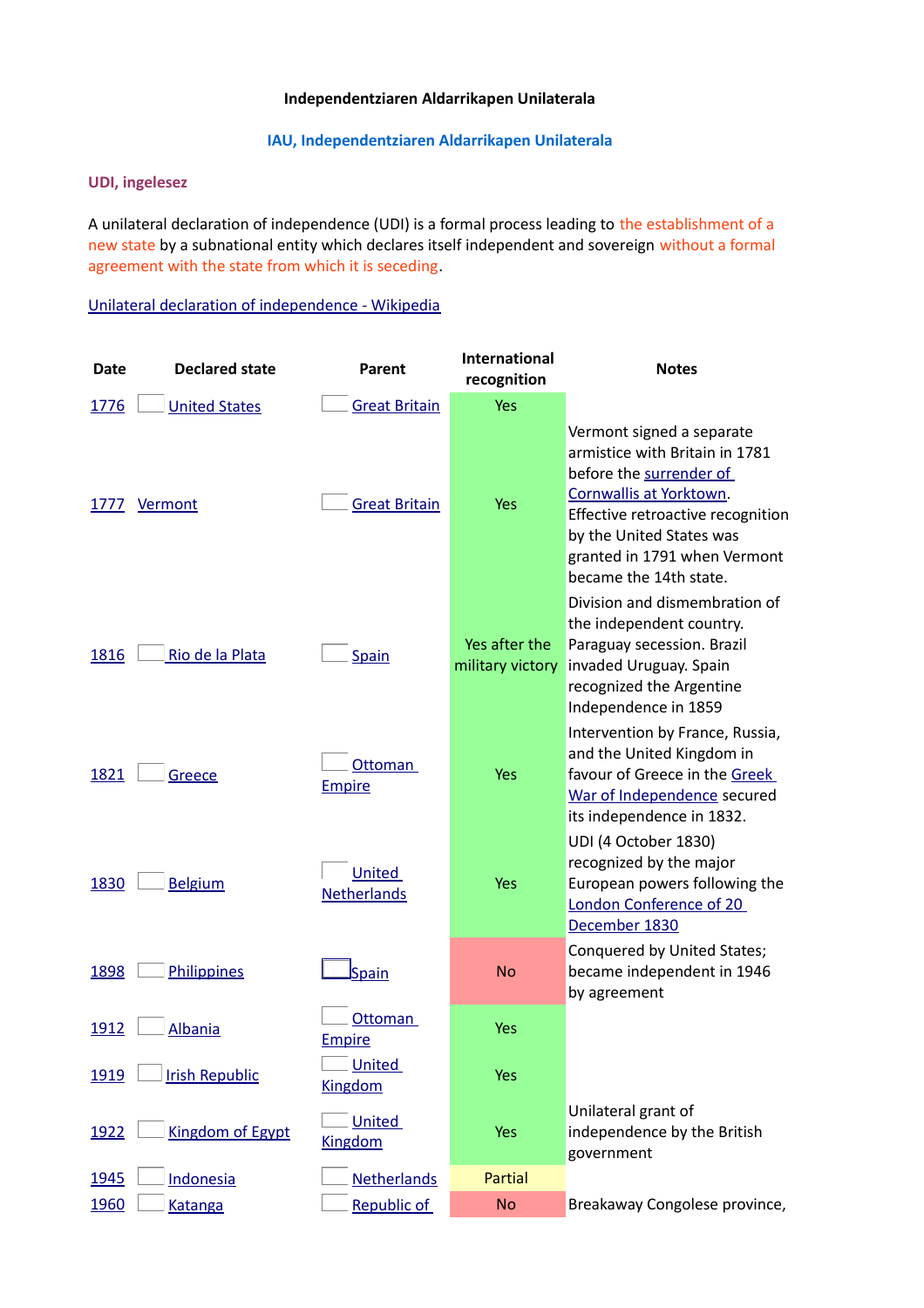**Independentziaren Aldarrikapen Unilaterala**

**IAU, Independentziaren Aldarrikapen Unilaterala**

**UDI, ingelesez**

A unilateral declaration of independence (UDI) is a formal process leading to the establishment of a new state by a subnational entity which declares itself independent and sovereign without a formal agreement with the state from which it is seceding.

[Unilateral declaration of independence - Wikipedia]

| Date | Declared state | Parent | International recognition | Notes |
|---|---|---|---|---|
| 1776 | United States | Great Britain | Yes | |
| 1777 | Vermont | Great Britain | Yes | Vermont signed a separate armistice with Britain in 1781 before the surrender of Cornwallis at Yorktown. Effective retroactive recognition by the United States was granted in 1791 when Vermont became the 14th state. |
| 1816 | Rio de la Plata | Spain | Yes after the military victory | Division and dismembration of the independent country. Paraguay secession. Brazil invaded Uruguay. Spain recognized the Argentine Independence in 1859 |
| 1821 | Greece | Ottoman Empire | Yes | Intervention by France, Russia, and the United Kingdom in favour of Greece in the Greek War of Independence secured its independence in 1832. |
| 1830 | Belgium | United Netherlands | Yes | UDI (4 October 1830) recognized by the major European powers following the London Conference of 20 December 1830 |
| 1898 | Philippines | Spain | No | Conquered by United States; became independent in 1946 by agreement |
| 1912 | Albania | Ottoman Empire | Yes | |
| 1919 | Irish Republic | United Kingdom | Yes | |
| 1922 | Kingdom of Egypt | United Kingdom | Yes | Unilateral grant of independence by the British government |
| 1945 | Indonesia | Netherlands | Partial | |
| 1960 | Katanga | Republic of | No | Breakaway Congolese province, |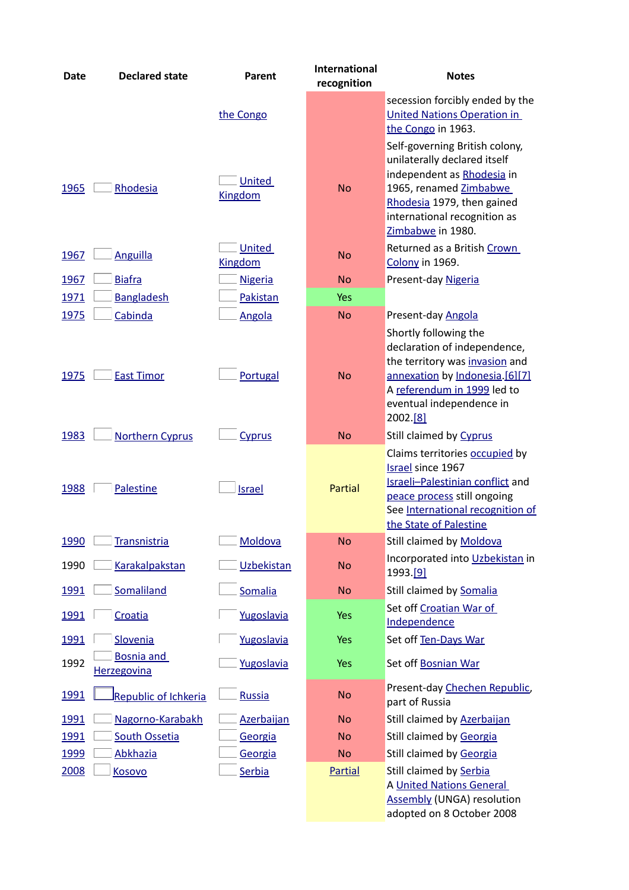| Date | Declared state | Parent | International recognition | Notes |
|---|---|---|---|---|
| | | the Congo | | secession forcibly ended by the United Nations Operation in the Congo in 1963. |
| 1965 | Rhodesia | United Kingdom | No | Self-governing British colony, unilaterally declared itself independent as Rhodesia in 1965, renamed Zimbabwe Rhodesia 1979, then gained international recognition as Zimbabwe in 1980. |
| 1967 | Anguilla | United Kingdom | No | Returned as a British Crown Colony in 1969. |
| 1967 | Biafra | Nigeria | No | Present-day Nigeria |
| 1971 | Bangladesh | Pakistan | Yes | |
| 1975 | Cabinda | Angola | No | Present-day Angola |
| 1975 | East Timor | Portugal | No | Shortly following the declaration of independence, the territory was invasion and annexation by Indonesia.[6][7] A referendum in 1999 led to eventual independence in 2002.[8] |
| 1983 | Northern Cyprus | Cyprus | No | Still claimed by Cyprus |
| 1988 | Palestine | Israel | Partial | Claims territories occupied by Israel since 1967 Israeli–Palestinian conflict and peace process still ongoing See International recognition of the State of Palestine |
| 1990 | Transnistria | Moldova | No | Still claimed by Moldova |
| 1990 | Karakalpakstan | Uzbekistan | No | Incorporated into Uzbekistan in 1993.[9] |
| 1991 | Somaliland | Somalia | No | Still claimed by Somalia |
| 1991 | Croatia | Yugoslavia | Yes | Set off Croatian War of Independence |
| 1991 | Slovenia | Yugoslavia | Yes | Set off Ten-Days War |
| 1992 | Bosnia and Herzegovina | Yugoslavia | Yes | Set off Bosnian War |
| 1991 | Republic of Ichkeria | Russia | No | Present-day Chechen Republic, part of Russia |
| 1991 | Nagorno-Karabakh | Azerbaijan | No | Still claimed by Azerbaijan |
| 1991 | South Ossetia | Georgia | No | Still claimed by Georgia |
| 1999 | Abkhazia | Georgia | No | Still claimed by Georgia |
| 2008 | Kosovo | Serbia | Partial | Still claimed by Serbia A United Nations General Assembly (UNGA) resolution adopted on 8 October 2008 |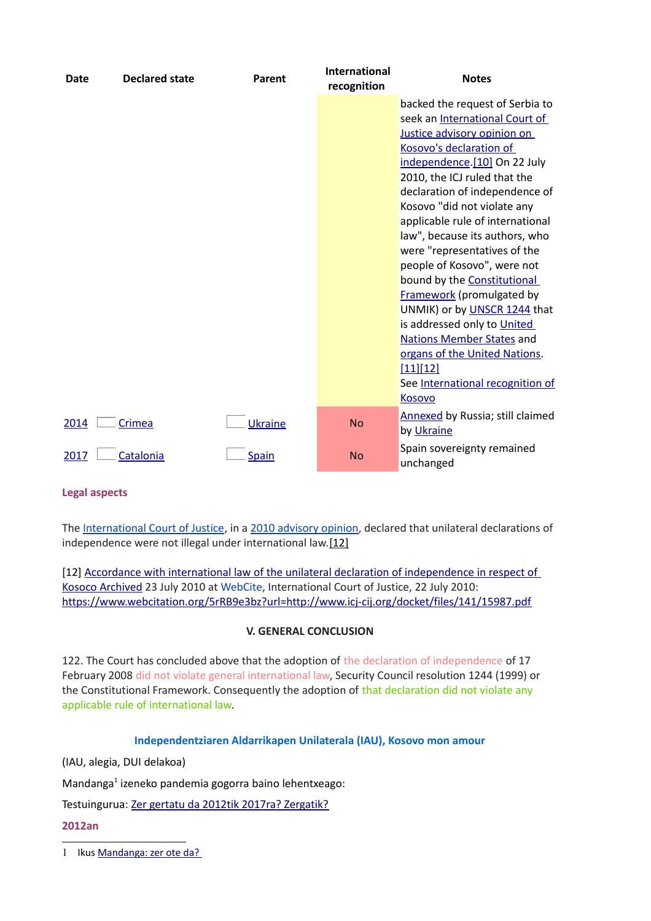| Date | Declared state | Parent | International recognition | Notes |
|---|---|---|---|---|
| | | | | backed the request of Serbia to seek an International Court of Justice advisory opinion on Kosovo's declaration of independence.[10] On 22 July 2010, the ICJ ruled that the declaration of independence of Kosovo "did not violate any applicable rule of international law", because its authors, who were "representatives of the people of Kosovo", were not bound by the Constitutional Framework (promulgated by UNMIK) or by UNSCR 1244 that is addressed only to United Nations Member States and organs of the United Nations.[11][12] See International recognition of Kosovo |
| 2014 | Crimea | Ukraine | No | Annexed by Russia; still claimed by Ukraine |
| 2017 | Catalonia | Spain | No | Spain sovereignty remained unchanged |

**Legal aspects**

The International Court of Justice, in a 2010 advisory opinion, declared that unilateral declarations of independence were not illegal under international law.[12]

[12] Accordance with international law of the unilateral declaration of independence in respect of Kosoco Archived 23 July 2010 at WebCite, International Court of Justice, 22 July 2010: https://www.webcitation.org/5rRB9e3bz?url=http://www.icj-cij.org/docket/files/141/15987.pdf

**V. GENERAL CONCLUSION**

122. The Court has concluded above that the adoption of the declaration of independence of 17 February 2008 did not violate general international law, Security Council resolution 1244 (1999) or the Constitutional Framework. Consequently the adoption of that declaration did not violate any applicable rule of international law.

## Independentziaren Aldarrikapen Unilaterala (IAU), Kosovo mon amour

(IAU, alegia, DUI delakoa)

Mandanga[1] izeneko pandemia gogorra baino lehentxeago:

Testuingurua: Zer gertatu da 2012tik 2017ra? Zergatik?

**2012an**

1 Ikus Mandanga: zer ote da?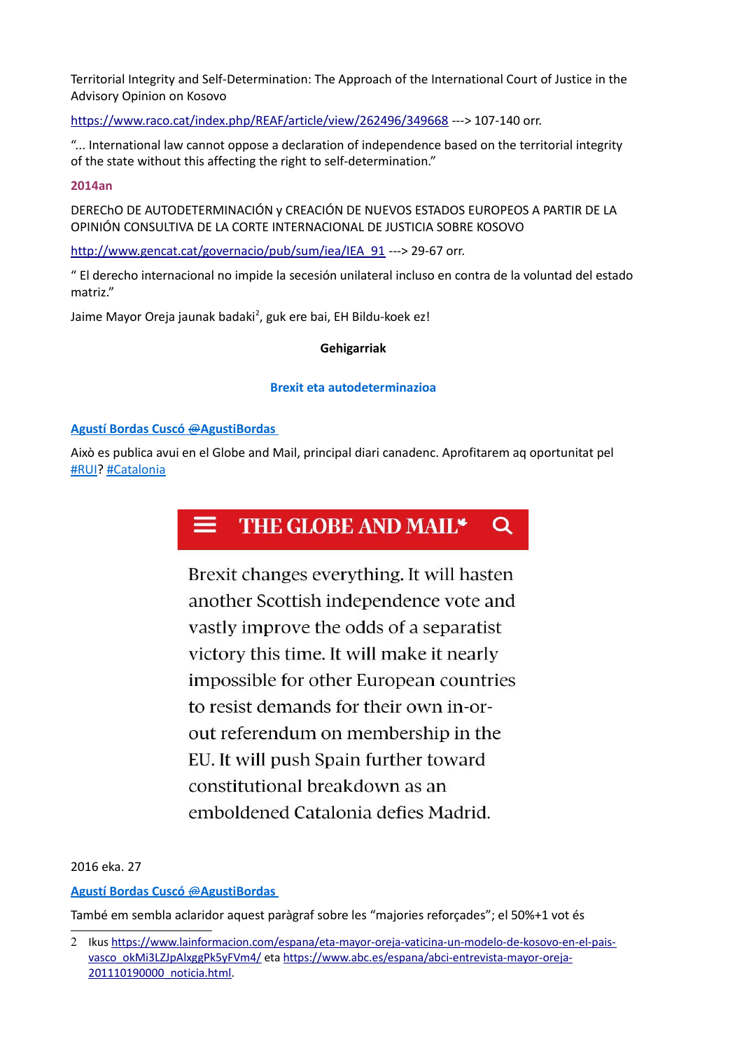Territorial Integrity and Self-Determination: The Approach of the International Court of Justice in the Advisory Opinion on Kosovo

https://www.raco.cat/index.php/REAF/article/view/262496/349668 ---> 107-140 orr.

"... International law cannot oppose a declaration of independence based on the territorial integrity of the state without this affecting the right to self-determination."

**2014an**

DERECHO DE AUTODETERMINACIÓN y CREACIÓN DE NUEVOS ESTADOS EUROPEOS A PARTIR DE LA OPINIÓN CONSULTIVA DE LA CORTE INTERNACIONAL DE JUSTICIA SOBRE KOSOVO

http://www.gencat.cat/governacio/pub/sum/iea/IEA_91 ---> 29-67 orr.

" El derecho internacional no impide la secesión unilateral incluso en contra de la voluntad del estado matriz."

Jaime Mayor Oreja jaunak badaki[2], guk ere bai, EH Bildu-koek ez!

**Gehigarriak**

**Brexit eta autodeterminazioa**

**Agustí Bordas Cuscó @AgustiBordas**

Això es publica avui en el Globe and Mail, principal diari canadenc. Aprofitarem aq oportunitat pel #RUI? #Catalonia

THE GLOBE AND MAIL

Brexit changes everything. It will hasten another Scottish independence vote and vastly improve the odds of a separatist victory this time. It will make it nearly impossible for other European countries to resist demands for their own in-or-out referendum on membership in the EU. It will push Spain further toward constitutional breakdown as an emboldened Catalonia defies Madrid.

2016 eka. 27

**Agustí Bordas Cuscó @AgustiBordas**

També em sembla aclaridor aquest paràgraf sobre les "majories reforçades"; el 50%+1 vot és

---

2 Ikus https://www.lainformacion.com/espana/eta-mayor-oreja-vaticina-un-modelo-de-kosovo-en-el-pais-vasco_okMi3LZJpAlxggPk5yFVm4/ eta https://www.abc.es/espana/abci-entrevista-mayor-oreja-201110190000_noticia.html.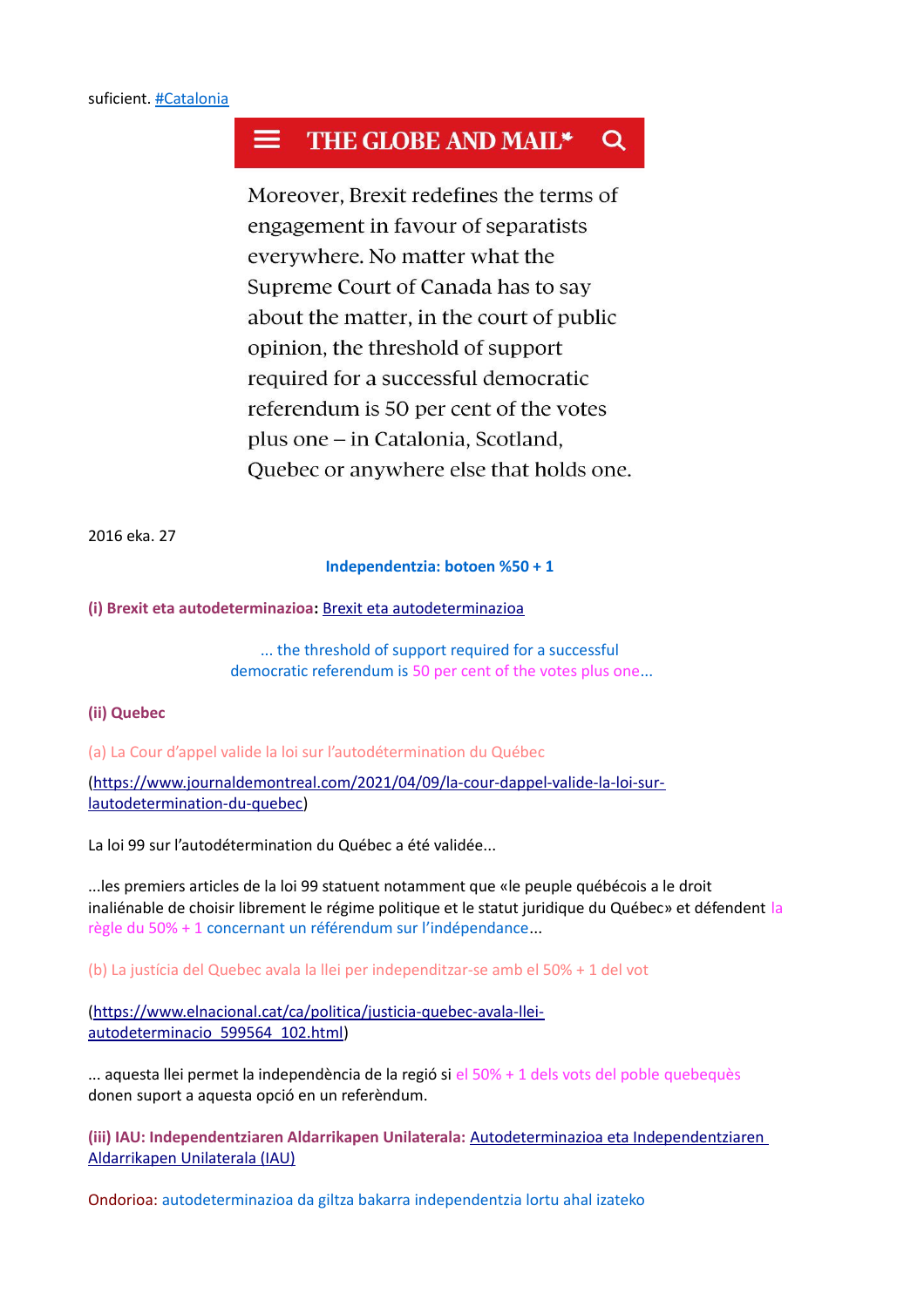suficient. #Catalonia

THE GLOBE AND MAIL

Moreover, Brexit redefines the terms of engagement in favour of separatists everywhere. No matter what the Supreme Court of Canada has to say about the matter, in the court of public opinion, the threshold of support required for a successful democratic referendum is 50 per cent of the votes plus one – in Catalonia, Scotland, Quebec or anywhere else that holds one.

2016 eka. 27

**Independentzia: botoen %50 + 1**

**(i) Brexit eta autodeterminazioa:** Brexit eta autodeterminazioa

... the threshold of support required for a successful democratic referendum is 50 per cent of the votes plus one...

**(ii) Quebec**

(a) La Cour d'appel valide la loi sur l'autodétermination du Québec

(https://www.journaldemontreal.com/2021/04/09/la-cour-dappel-valide-la-loi-sur-lautodetermination-du-quebec)

La loi 99 sur l'autodétermination du Québec a été validée...

...les premiers articles de la loi 99 statuent notamment que «le peuple québécois a le droit inaliénable de choisir librement le régime politique et le statut juridique du Québec» et défendent la règle du 50% + 1 concernant un référendum sur l'indépendance...

(b) La justícia del Quebec avala la llei per independitzar-se amb el 50% + 1 del vot

(https://www.elnacional.cat/ca/politica/justicia-quebec-avala-llei-autodeterminacio_599564_102.html)

... aquesta llei permet la independència de la regió si el 50% + 1 dels vots del poble quebequès donen suport a aquesta opció en un referèndum.

**(iii) IAU: Independentziaren Aldarrikapen Unilaterala:** Autodeterminazioa eta Independentziaren Aldarrikapen Unilaterala (IAU)

Ondorioa: autodeterminazioa da giltza bakarra independentzia lortu ahal izateko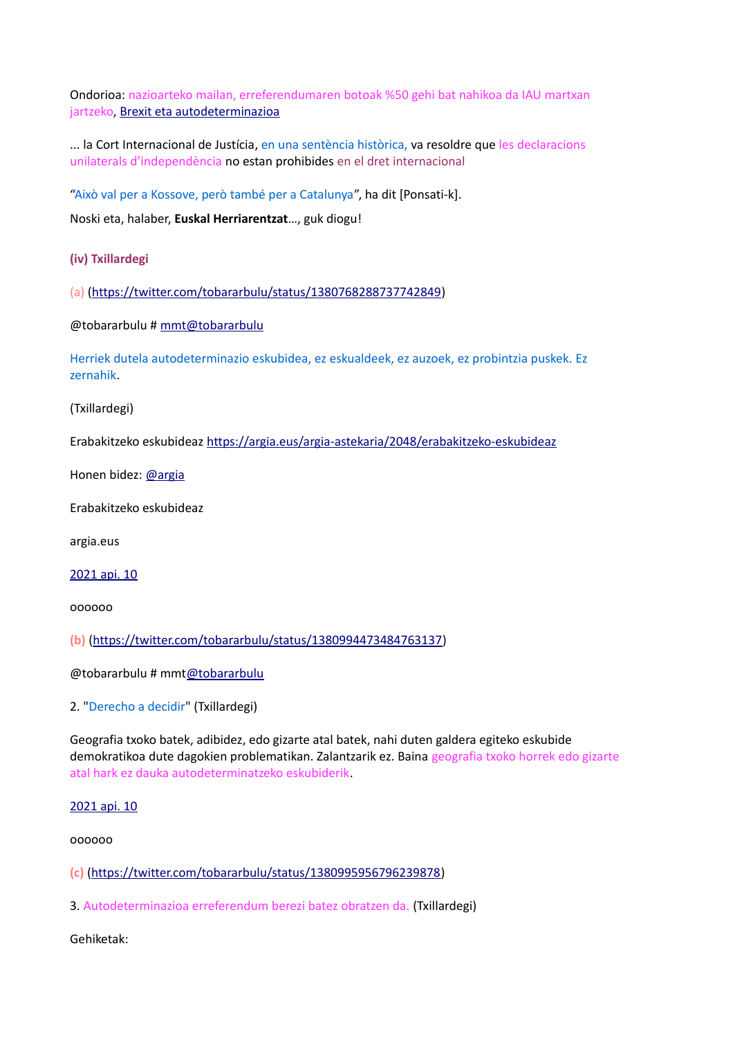Ondorioa: nazioarteko mailan, erreferendumaren botoak %50 gehi bat nahikoa da IAU martxan jartzeko, [Brexit eta autodeterminazioa](#)

... la Cort Internacional de Justícia, en una sentència històrica, va resoldre que les declaracions unilaterals d'independència no estan prohibides en el dret internacional

"Això val per a Kossove, però també per a Catalunya", ha dit [Ponsati-k].

Noski eta, halaber, **Euskal Herriarentzat**..., guk diogu!

**(iv) Txillardegi**

(a) (https://twitter.com/tobararbulu/status/1380768288737742849)

@tobararbulu # mmt@tobararbulu

Herriek dutela autodeterminazio eskubidea, ez eskualdeek, ez auzoek, ez probintzia puskek. Ez zernahik.

(Txillardegi)

Erabakitzeko eskubideaz https://argia.eus/argia-astekaria/2048/erabakitzeko-eskubideaz

Honen bidez: @argia

Erabakitzeko eskubideaz

argia.eus

2021 api. 10

oooooo

**(b)** (https://twitter.com/tobararbulu/status/1380994473484763137)

@tobararbulu # mmt@tobararbulu

2. "Derecho a decidir" (Txillardegi)

Geografia txoko batek, adibidez, edo gizarte atal batek, nahi duten galdera egiteko eskubide demokratikoa dute dagokien problematikan. Zalantzarik ez. Baina geografia txoko horrek edo gizarte atal hark ez dauka autodeterminatzeko eskubiderik.

2021 api. 10

oooooo

**(c)** (https://twitter.com/tobararbulu/status/1380995956796239878)

3. Autodeterminazioa erreferendum berezi batez obratzen da. (Txillardegi)

Gehiketak: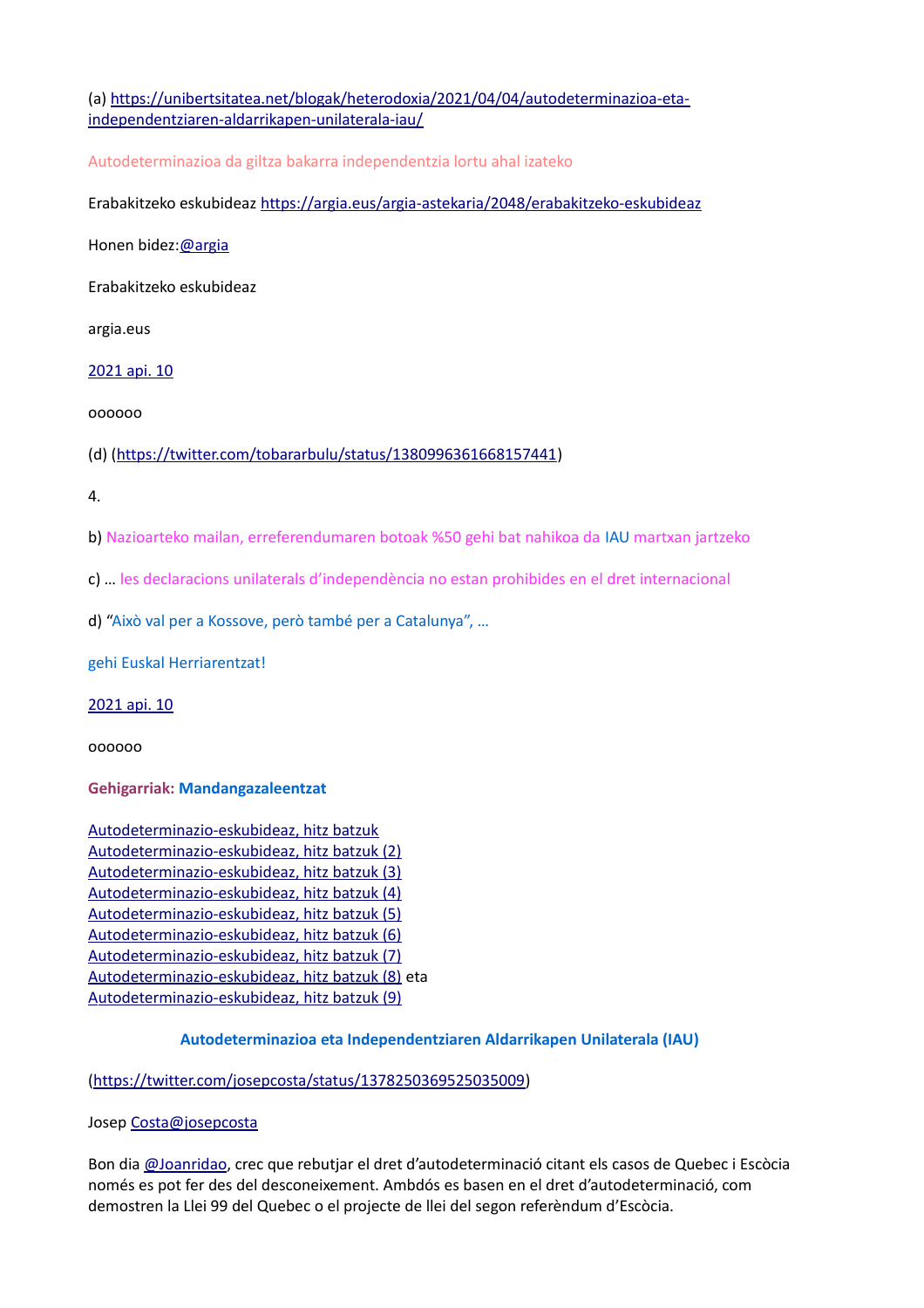(a) [https://unibertsitatea.net/blogak/heterodoxia/2021/04/04/autodeterminazioa-eta-independentziaren-aldarrikapen-unilaterala-iau/](https://unibertsitatea.net/blogak/heterodoxia/2021/04/04/autodeterminazioa-eta-independentziaren-aldarrikapen-unilaterala-iau/)

Autodeterminazioa da giltza bakarra independentzia lortu ahal izateko

Erabakitzeko eskubideaz [https://argia.eus/argia-astekaria/2048/erabakitzeko-eskubideaz](https://argia.eus/argia-astekaria/2048/erabakitzeko-eskubideaz)

Honen bidez:[@argia](@argia)

Erabakitzeko eskubideaz

argia.eus

[2021 api. 10](2021 api. 10)

oooooo

(d) ([https://twitter.com/tobararbulu/status/1380996361668157441](https://twitter.com/tobararbulu/status/1380996361668157441))

4.

b) Nazioarteko mailan, erreferendumaren botoak %50 gehi bat nahikoa da IAU martxan jartzeko

c) … les declaracions unilaterals d'independència no estan prohibides en el dret internacional

d) "Això val per a Kossove, però també per a Catalunya", …

gehi Euskal Herriarentzat!

[2021 api. 10](2021 api. 10)

oooooo

**Gehigarriak: Mandangazaleentzat**

[Autodeterminazio-eskubideaz, hitz batzuk](Autodeterminazio-eskubideaz, hitz batzuk)
[Autodeterminazio-eskubideaz, hitz batzuk (2)](Autodeterminazio-eskubideaz, hitz batzuk (2))
[Autodeterminazio-eskubideaz, hitz batzuk (3)](Autodeterminazio-eskubideaz, hitz batzuk (3))
[Autodeterminazio-eskubideaz, hitz batzuk (4)](Autodeterminazio-eskubideaz, hitz batzuk (4))
[Autodeterminazio-eskubideaz, hitz batzuk (5)](Autodeterminazio-eskubideaz, hitz batzuk (5))
[Autodeterminazio-eskubideaz, hitz batzuk (6)](Autodeterminazio-eskubideaz, hitz batzuk (6))
[Autodeterminazio-eskubideaz, hitz batzuk (7)](Autodeterminazio-eskubideaz, hitz batzuk (7))
[Autodeterminazio-eskubideaz, hitz batzuk (8)](Autodeterminazio-eskubideaz, hitz batzuk (8)) eta
[Autodeterminazio-eskubideaz, hitz batzuk (9)](Autodeterminazio-eskubideaz, hitz batzuk (9))

**Autodeterminazioa eta Independentziaren Aldarrikapen Unilaterala (IAU)**

([https://twitter.com/josepcosta/status/1378250369525035009](https://twitter.com/josepcosta/status/1378250369525035009))

Josep [Costa@josepcosta](Costa@josepcosta)

Bon dia [@Joanridao](@Joanridao), crec que rebutjar el dret d'autodeterminació citant els casos de Quebec i Escòcia només es pot fer des del desconeixement. Ambdós es basen en el dret d'autodeterminació, com demostren la Llei 99 del Quebec o el projecte de llei del segon referèndum d'Escòcia.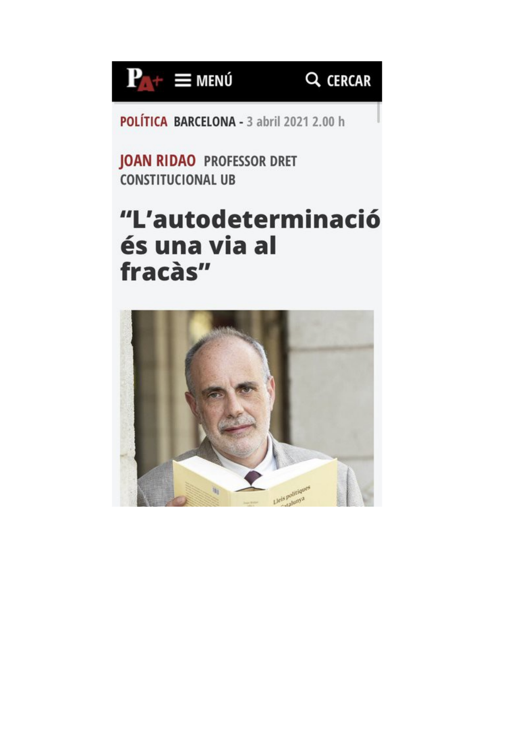P A+ ≡ MENÚ CERCAR

POLÍTICA BARCELONA - 3 abril 2021 2.00 h

JOAN RIDAO PROFESSOR DRET CONSTITUCIONAL UB

# "L'autodeterminació és una via al fracàs"

Lleis polítiques Catalunya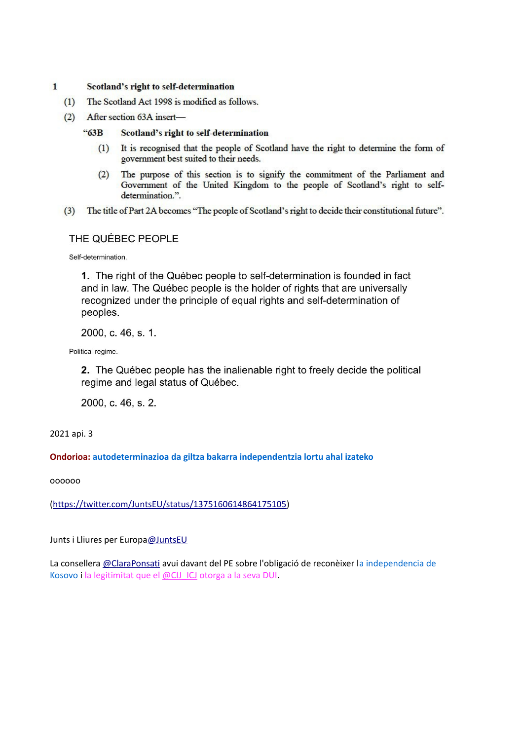1 **Scotland's right to self-determination**

(1) The Scotland Act 1998 is modified as follows.

(2) After section 63A insert—

"63B **Scotland's right to self-determination**

(1) It is recognised that the people of Scotland have the right to determine the form of government best suited to their needs.

(2) The purpose of this section is to signify the commitment of the Parliament and Government of the United Kingdom to the people of Scotland's right to self-determination.".

(3) The title of Part 2A becomes "The people of Scotland's right to decide their constitutional future".

THE QUÉBEC PEOPLE

Self-determination.

**1.** The right of the Québec people to self-determination is founded in fact and in law. The Québec people is the holder of rights that are universally recognized under the principle of equal rights and self-determination of peoples.

2000, c. 46, s. 1.

Political regime.

**2.** The Québec people has the inalienable right to freely decide the political regime and legal status of Québec.

2000, c. 46, s. 2.

2021 api. 3

**Ondorioa: autodeterminazioa da giltza bakarra independentzia lortu ahal izateko**

oooooo

(https://twitter.com/JuntsEU/status/1375160614864175105)

Junts i Lliures per Europa@JuntsEU

La consellera @ClaraPonsati avui davant del PE sobre l'obligació de reconèixer la independencia de Kosovo i la legitimitat que el @CIJ_ICJ otorga a la seva DUI.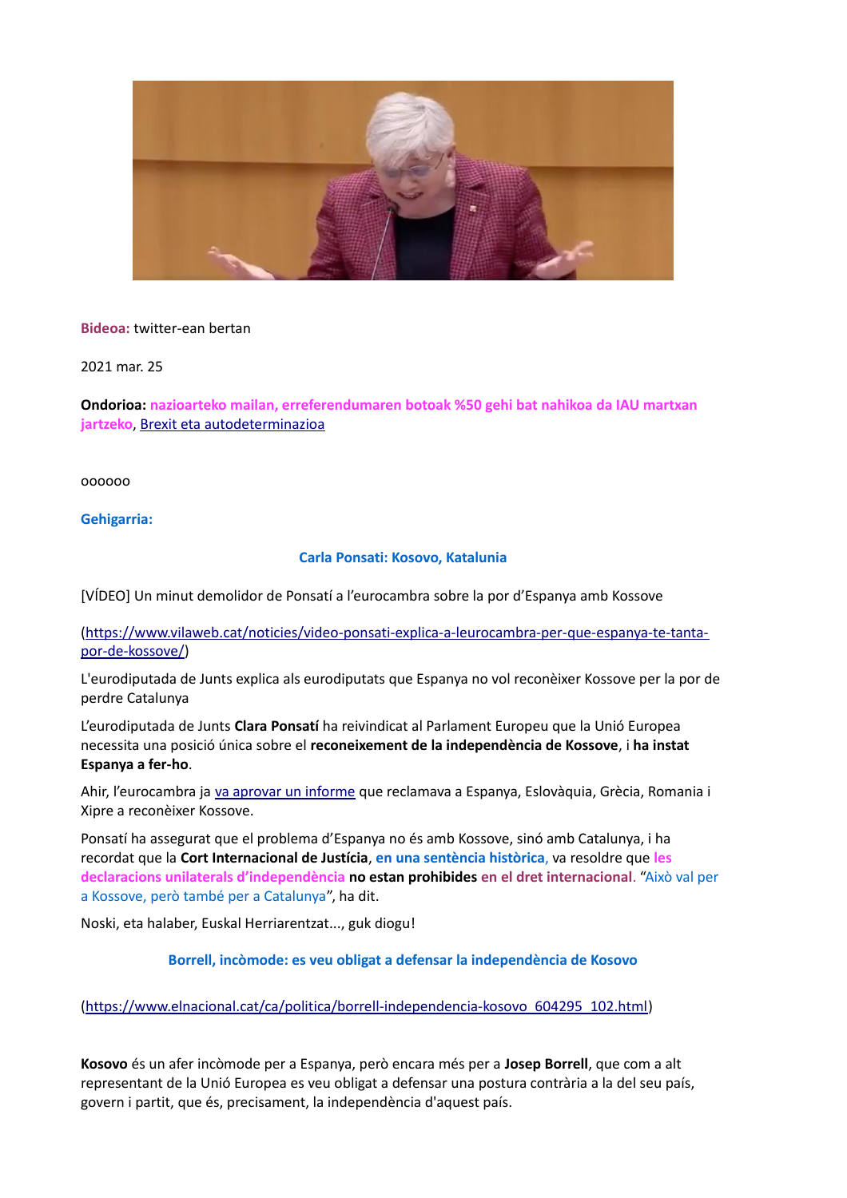**Bideoa:** twitter-ean bertan

2021 mar. 25

**Ondorioa:** nazioarteko mailan, erreferendumaren botoak %50 gehi bat nahikoa da IAU martxan jartzeko, Brexit eta autodeterminazioa

oooooo

**Gehigarria:**

**Carla Ponsati: Kosovo, Katalunia**

[VÍDEO] Un minut demolidor de Ponsatí a l'eurocambra sobre la por d'Espanya amb Kossove

(https://www.vilaweb.cat/noticies/video-ponsati-explica-a-leurocambra-per-que-espanya-te-tanta-por-de-kossove/)

L'eurodiputada de Junts explica als eurodiputats que Espanya no vol reconèixer Kossove per la por de perdre Catalunya

L'eurodiputada de Junts **Clara Ponsatí** ha reivindicat al Parlament Europeu que la Unió Europea necessita una posició única sobre el **reconeixement de la independència de Kossove**, i **ha instat Espanya a fer-ho**.

Ahir, l'eurocambra ja va aprovar un informe que reclamava a Espanya, Eslovàquia, Grècia, Romania i Xipre a reconèixer Kossove.

Ponsatí ha assegurat que el problema d'Espanya no és amb Kossove, sinó amb Catalunya, i ha recordat que la **Cort Internacional de Justícia**, **en una sentència històrica**, va resoldre que **les declaracions unilaterals d'independència no estan prohibides en el dret internacional**. "Això val per a Kossove, però també per a Catalunya", ha dit.

Noski, eta halaber, Euskal Herriarentzat..., guk diogu!

**Borrell, incòmode: es veu obligat a defensar la independència de Kosovo**

(https://www.elnacional.cat/ca/politica/borrell-independencia-kosovo_604295_102.html)

**Kosovo** és un afer incòmode per a Espanya, però encara més per a **Josep Borrell**, que com a alt representant de la Unió Europea es veu obligat a defensar una postura contrària a la del seu país, govern i partit, que és, precisament, la independència d'aquest país.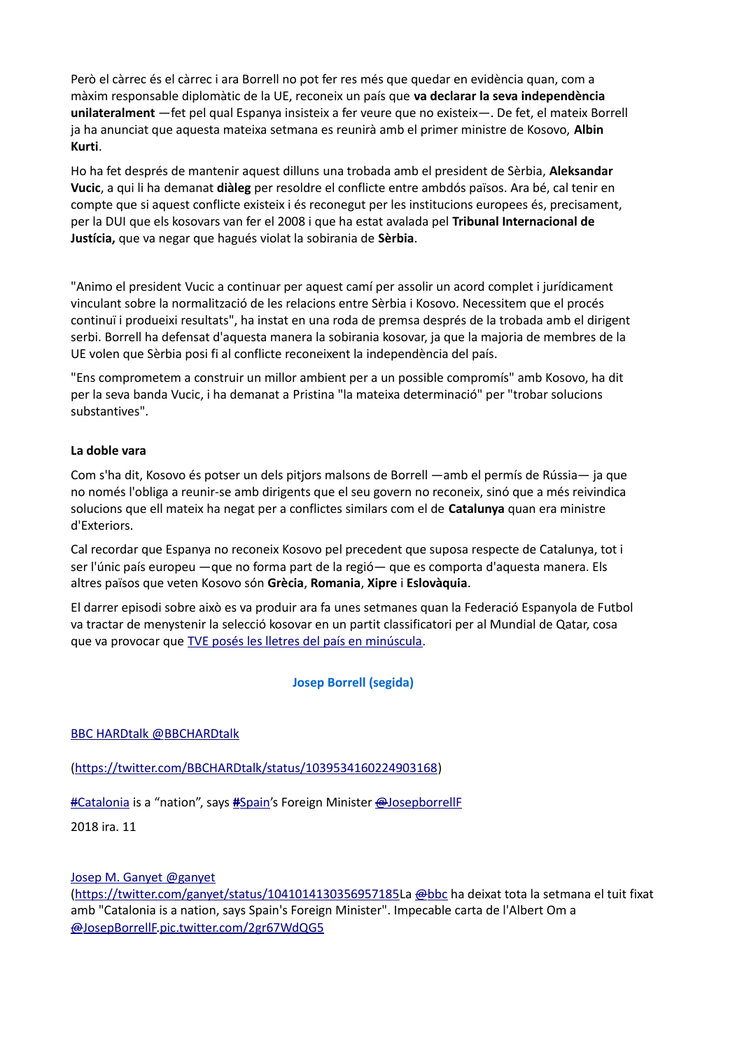Però el càrrec és el càrrec i ara Borrell no pot fer res més que quedar en evidència quan, com a màxim responsable diplomàtic de la UE, reconeix un país que **va declarar la seva independència unilateralment** —fet pel qual Espanya insisteix a fer veure que no existeix—. De fet, el mateix Borrell ja ha anunciat que aquesta mateixa setmana es reunirà amb el primer ministre de Kosovo, **Albin Kurti**.

Ho ha fet després de mantenir aquest dilluns una trobada amb el president de Sèrbia, **Aleksandar Vucic**, a qui li ha demanat **diàleg** per resoldre el conflicte entre ambdós països. Ara bé, cal tenir en compte que si aquest conflicte existeix i és reconegut per les institucions europees és, precisament, per la DUI que els kosovars van fer el 2008 i que ha estat avalada pel **Tribunal Internacional de Justícia,** que va negar que hagués violat la sobirania de **Sèrbia**.

"Animo el president Vucic a continuar per aquest camí per assolir un acord complet i jurídicament vinculant sobre la normalització de les relacions entre Sèrbia i Kosovo. Necessitem que el procés continuï i produeixi resultats", ha instat en una roda de premsa després de la trobada amb el dirigent serbi. Borrell ha defensat d'aquesta manera la sobirania kosovar, ja que la majoria de membres de la UE volen que Sèrbia posi fi al conflicte reconeixent la independència del país.

"Ens comprometem a construir un millor ambient per a un possible compromís" amb Kosovo, ha dit per la seva banda Vucic, i ha demanat a Pristina "la mateixa determinació" per "trobar solucions substantives".

**La doble vara**

Com s'ha dit, Kosovo és potser un dels pitjors malsons de Borrell —amb el permís de Rússia— ja que no només l'obliga a reunir-se amb dirigents que el seu govern no reconeix, sinó que a més reivindica solucions que ell mateix ha negat per a conflictes similars com el de **Catalunya** quan era ministre d'Exteriors.

Cal recordar que Espanya no reconeix Kosovo pel precedent que suposa respecte de Catalunya, tot i ser l'únic país europeu —que no forma part de la regió— que es comporta d'aquesta manera. Els altres països que veten Kosovo són **Grècia**, **Romania**, **Xipre** i **Eslovàquia**.

El darrer episodi sobre això es va produir ara fa unes setmanes quan la Federació Espanyola de Futbol va tractar de menystenir la selecció kosovar en un partit classificatori per al Mundial de Qatar, cosa que va provocar que TVE posés les lletres del país en minúscula.

**Josep Borrell (segida)**

BBC HARDtalk @BBCHARDtalk

(https://twitter.com/BBCHARDtalk/status/1039534160224903168)

#Catalonia is a "nation", says #Spain's Foreign Minister @JosepborrellF

2018 ira. 11

Josep M. Ganyet @ganyet
(https://twitter.com/ganyet/status/1041014130356957185La @bbc ha deixat tota la setmana el tuit fixat amb "Catalonia is a nation, says Spain's Foreign Minister". Impecable carta de l'Albert Om a @JosepBorrellF.pic.twitter.com/2gr67WdQG5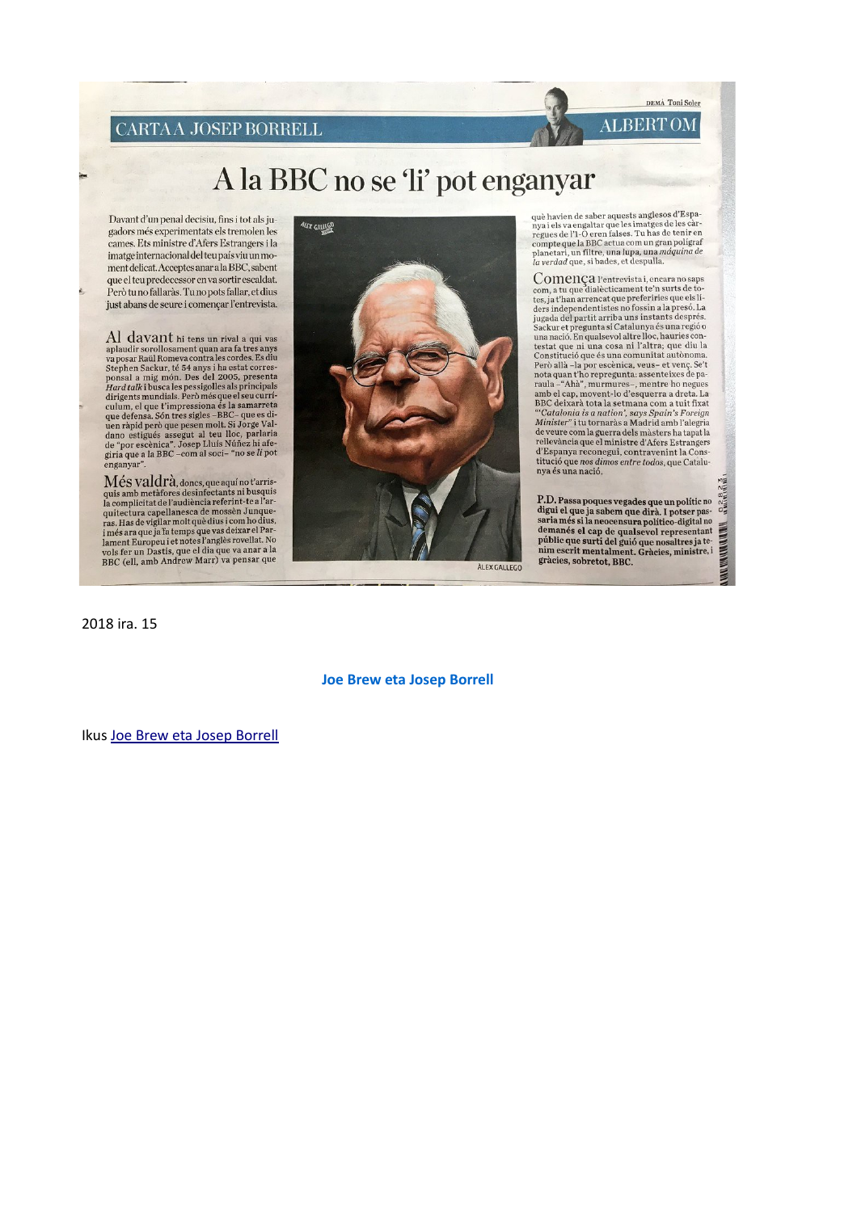CARTA A JOSEP BORRELL

DEMÀ Toni Soler

ALBERT OM

# A la BBC no se 'li' pot enganyar

Davant d'un penal decisiu, fins i tot als jugadors més experimentats els tremolen les cames. Ets ministre d'Afers Estrangers i la imatge internacional del teu país viu un moment delicat. Acceptes anar a la BBC, sabent que el teu predecessor en va sortir escaldat. Però tu no fallaràs. Tu no pots fallar, et dius just abans de seure i començar l'entrevista.

Al davant hi tens un rival a qui vas aplaudir sorollosament quan ara fa tres anys va posar Raül Romeva contra les cordes. Es diu Stephen Sackur, té 54 anys i ha estat corresponsal a mig món. Des del 2005, presenta *Hard talk* i busca les pessigolles als principals dirigents mundials. Però més que el seu currículum, el que t'impressiona és la samarreta que defensa. Són tres sigles –BBC– que es diuen ràpid però que pesen molt. Si Jorge Valdano estigués assegut al teu lloc, parlaria de "por escènica". Josep Lluís Núñez hi afegiria que a la BBC –com al soci– "no se *li* pot enganyar".

Més valdrà, doncs, que aquí no t'arrisquis amb metàfores desinfectants ni busquis la complicitat de l'audiència referint-te a l'arquitectura capellanesca de mossèn Junqueras. Has de vigilar molt què dius i com ho dius, i més ara que ja fa temps que vas deixar el Parlament Europeu i et notes l'anglès rovellat. No vols fer un Dastis, que el dia que va anar a la BBC (ell, amb Andrew Marr) va pensar que què havien de saber aquests anglesos d'Espanya i els va engaltar que les imatges de les càrregues de l'1-O eren falses. Tu has de tenir en compte que la BBC actua com un gran polígraf planetari, un filtre, una lupa, una *máquina de la verdad* que, si bades, et despulla.

Comença l'entrevista i, encara no saps com, a tu que dialècticament te'n surts de totes, ja t'han arrencat que preferiries que els líders independentistes no fossin a la presó. La jugada del partit arriba uns instants després. Sackur et pregunta si Catalunya és una regió o una nació. En qualsevol altre lloc, hauries contestat que ni una cosa ni l'altra; que diu la Constitució que és una comunitat autònoma. Però allà –la por escènica, veus– et vences. Se't nota quan t'ho repregunta: assenteixes de paraula –"Ahà", murmures–, mentre ho negues amb el cap, movent-lo d'esquerra a dreta. La BBC deixarà tota la setmana com a tuit fixat "*'Catalonia is a nation', says Spain's Foreign Minister*" i tu tornaràs a Madrid amb l'alegria de veure com la guerra dels màsters ha tapat la rellevància que el ministre d'Afers Estrangers d'Espanya reconegui, contravenint la Constitució que *nos dimos entre todos*, que Catalunya és una nació.

**P.D. Passa poques vegades que un polític no digui el que ja sabem que dirà. I potser passaria més si la neocensura politico-digital no demanés el cap de qualsevol representant públic que surti del guió que nosaltres ja tenim escrit mentalment. Gràcies, ministre, i gràcies, sobretot, BBC.**

ÀLEX GALLEGO

2018 ira. 15

**Joe Brew eta Josep Borrell**

Ikus Joe Brew eta Josep Borrell